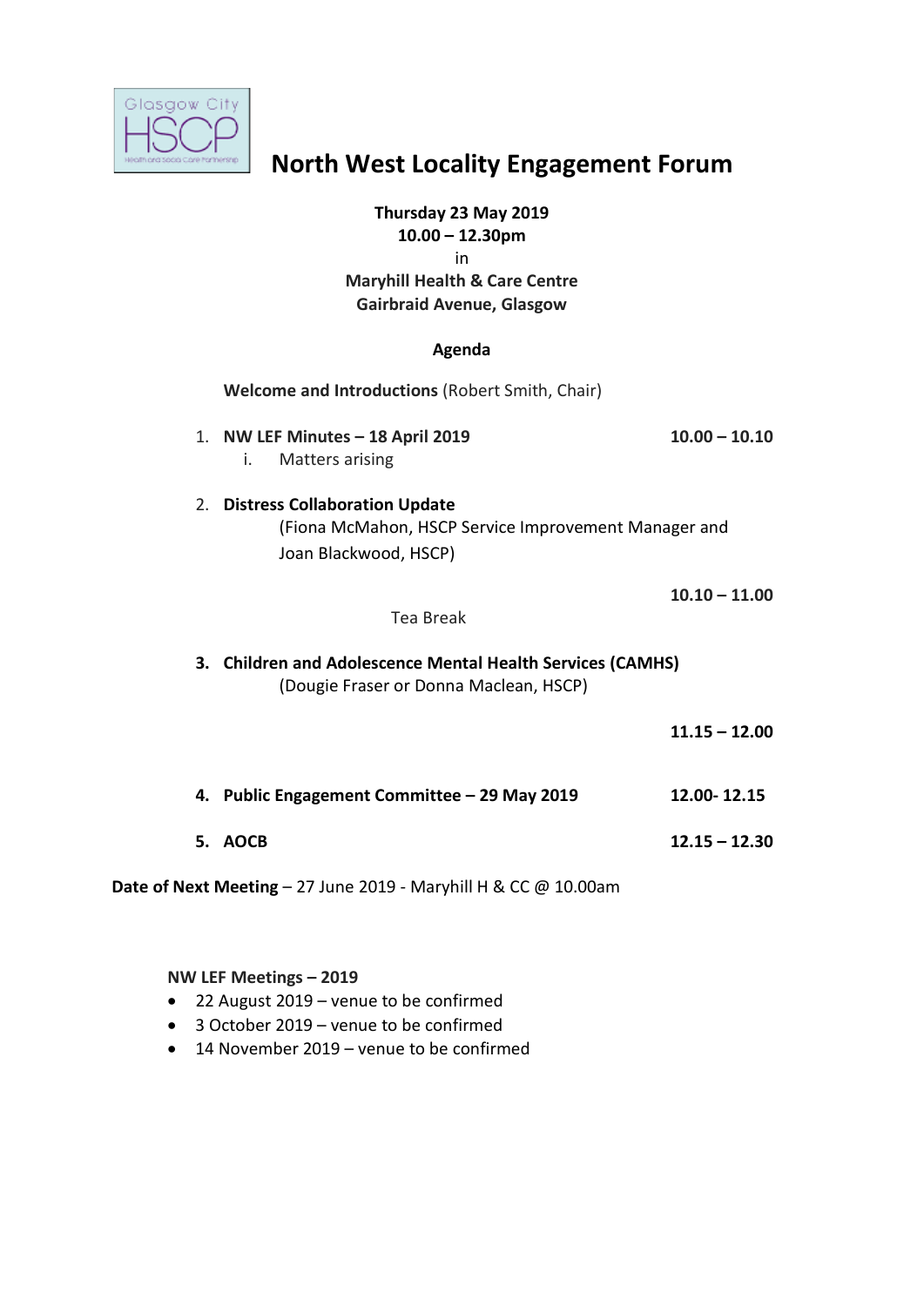# North West Locality Engagement Forum

**Thursday 23 May 2019**
**10.00 – 12.30pm**
in
**Maryhill Health & Care Centre**
**Gairbraid Avenue, Glasgow**

**Agenda**

**Welcome and Introductions** (Robert Smith, Chair)

1. **NW LEF Minutes – 18 April 2019** — **10.00 – 10.10**
   i. Matters arising

2. **Distress Collaboration Update**
   (Fiona McMahon, HSCP Service Improvement Manager and Joan Blackwood, HSCP)

   **10.10 – 11.00**

   Tea Break

3. **Children and Adolescence Mental Health Services (CAMHS)**
   (Dougie Fraser or Donna Maclean, HSCP)

   **11.15 – 12.00**

4. **Public Engagement Committee – 29 May 2019** — **12.00- 12.15**

5. **AOCB** — **12.15 – 12.30**

**Date of Next Meeting** – 27 June 2019 - Maryhill H & CC @ 10.00am

**NW LEF Meetings – 2019**

- 22 August 2019 – venue to be confirmed
- 3 October 2019 – venue to be confirmed
- 14 November 2019 – venue to be confirmed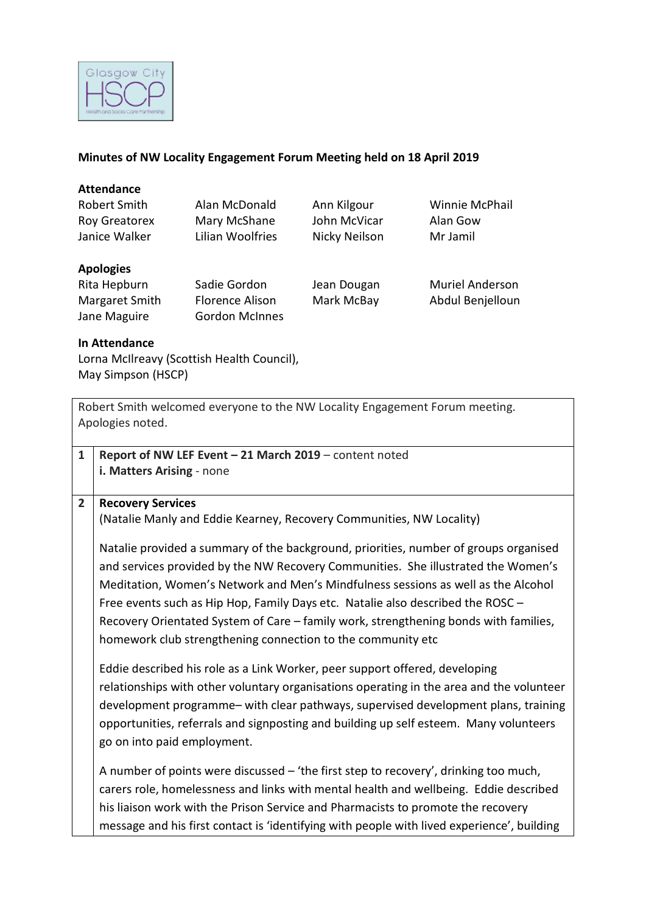**Minutes of NW Locality Engagement Forum Meeting held on 18 April 2019**

**Attendance**

| | | | |
|---|---|---|---|
| Robert Smith | Alan McDonald | Ann Kilgour | Winnie McPhail |
| Roy Greatorex | Mary McShane | John McVicar | Alan Gow |
| Janice Walker | Lilian Woolfries | Nicky Neilson | Mr Jamil |

**Apologies**

| | | | |
|---|---|---|---|
| Rita Hepburn | Sadie Gordon | Jean Dougan | Muriel Anderson |
| Margaret Smith | Florence Alison | Mark McBay | Abdul Benjelloun |
| Jane Maguire | Gordon McInnes | | |

**In Attendance**

Lorna McIlreavy (Scottish Health Council),
May Simpson (HSCP)

Robert Smith welcomed everyone to the NW Locality Engagement Forum meeting. Apologies noted.

| | |
|---|---|
| **1** | **Report of NW LEF Event – 21 March 2019** – content noted<br>**i. Matters Arising** - none |
| **2** | **Recovery Services**<br>(Natalie Manly and Eddie Kearney, Recovery Communities, NW Locality)<br><br>Natalie provided a summary of the background, priorities, number of groups organised and services provided by the NW Recovery Communities. She illustrated the Women's Meditation, Women's Network and Men's Mindfulness sessions as well as the Alcohol Free events such as Hip Hop, Family Days etc. Natalie also described the ROSC – Recovery Orientated System of Care – family work, strengthening bonds with families, homework club strengthening connection to the community etc<br><br>Eddie described his role as a Link Worker, peer support offered, developing relationships with other voluntary organisations operating in the area and the volunteer development programme– with clear pathways, supervised development plans, training opportunities, referrals and signposting and building up self esteem. Many volunteers go on into paid employment.<br><br>A number of points were discussed – 'the first step to recovery', drinking too much, carers role, homelessness and links with mental health and wellbeing. Eddie described his liaison work with the Prison Service and Pharmacists to promote the recovery message and his first contact is 'identifying with people with lived experience', building |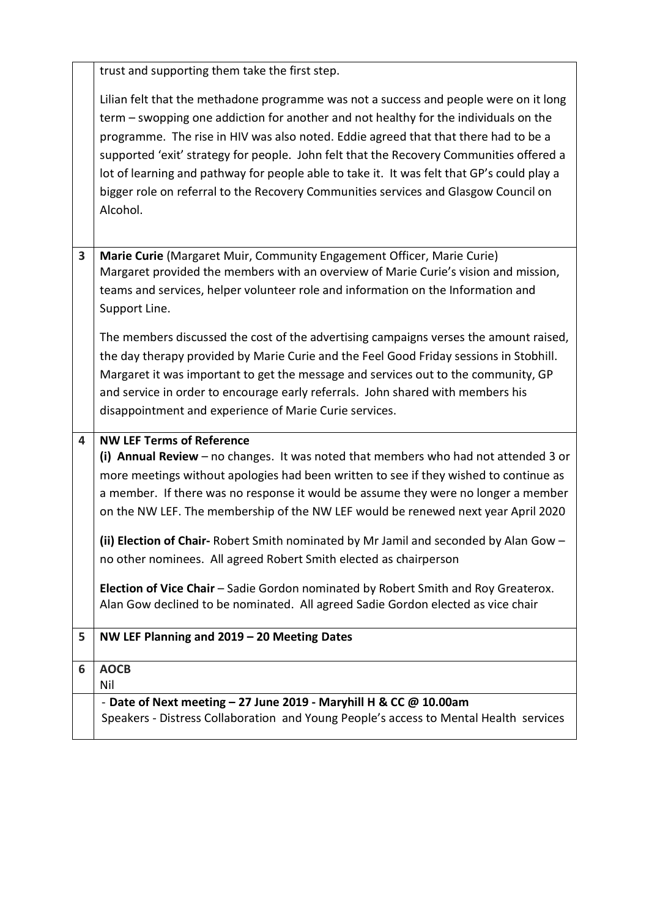| | |
|---|---|
| | trust and supporting them take the first step.<br><br>Lilian felt that the methadone programme was not a success and people were on it long term – swopping one addiction for another and not healthy for the individuals on the programme. The rise in HIV was also noted. Eddie agreed that that there had to be a supported 'exit' strategy for people. John felt that the Recovery Communities offered a lot of learning and pathway for people able to take it. It was felt that GP's could play a bigger role on referral to the Recovery Communities services and Glasgow Council on Alcohol. |
| **3** | **Marie Curie** (Margaret Muir, Community Engagement Officer, Marie Curie)<br>Margaret provided the members with an overview of Marie Curie's vision and mission, teams and services, helper volunteer role and information on the Information and Support Line.<br><br>The members discussed the cost of the advertising campaigns verses the amount raised, the day therapy provided by Marie Curie and the Feel Good Friday sessions in Stobhill. Margaret it was important to get the message and services out to the community, GP and service in order to encourage early referrals. John shared with members his disappointment and experience of Marie Curie services. |
| **4** | **NW LEF Terms of Reference**<br>**(i) Annual Review** – no changes. It was noted that members who had not attended 3 or more meetings without apologies had been written to see if they wished to continue as a member. If there was no response it would be assume they were no longer a member on the NW LEF. The membership of the NW LEF would be renewed next year April 2020<br><br>**(ii) Election of Chair-** Robert Smith nominated by Mr Jamil and seconded by Alan Gow – no other nominees. All agreed Robert Smith elected as chairperson<br><br>**Election of Vice Chair** – Sadie Gordon nominated by Robert Smith and Roy Greaterox. Alan Gow declined to be nominated. All agreed Sadie Gordon elected as vice chair |
| **5** | **NW LEF Planning and 2019 – 20 Meeting Dates** |
| **6** | **AOCB**<br>Nil |
| | - **Date of Next meeting – 27 June 2019 - Maryhill H & CC @ 10.00am**<br>Speakers - Distress Collaboration and Young People's access to Mental Health services |